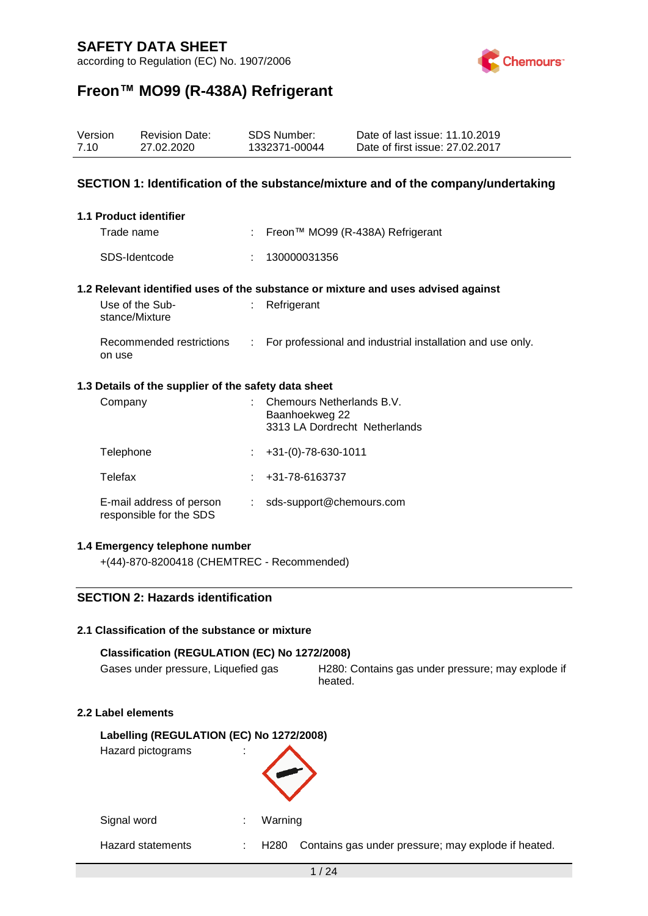# SAFETY DATA SHEET

according to Regulation (EC) No. 1907/2006

# Freon™ MO99 (R-438A) Refrigerant

| Version | Revision Date: | SDS Number: | Date of last issue: 11.10.2019 |
|---|---|---|---|
| 7.10 | 27.02.2020 | 1332371-00044 | Date of first issue: 27.02.2017 |

## SECTION 1: Identification of the substance/mixture and of the company/undertaking

### 1.1 Product identifier

Trade name : Freon™ MO99 (R-438A) Refrigerant

SDS-Identcode : 130000031356

### 1.2 Relevant identified uses of the substance or mixture and uses advised against

Use of the Substance/Mixture : Refrigerant

Recommended restrictions on use : For professional and industrial installation and use only.

### 1.3 Details of the supplier of the safety data sheet

Company : Chemours Netherlands B.V.
Baanhoekweg 22
3313 LA Dordrecht Netherlands

Telephone : +31-(0)-78-630-1011

Telefax : +31-78-6163737

E-mail address of person responsible for the SDS : sds-support@chemours.com

### 1.4 Emergency telephone number

+(44)-870-8200418 (CHEMTREC - Recommended)

## SECTION 2: Hazards identification

### 2.1 Classification of the substance or mixture

**Classification (REGULATION (EC) No 1272/2008)**

Gases under pressure, Liquefied gas — H280: Contains gas under pressure; may explode if heated.

### 2.2 Label elements

**Labelling (REGULATION (EC) No 1272/2008)**

Hazard pictograms :

Signal word : Warning

Hazard statements : H280 Contains gas under pressure; may explode if heated.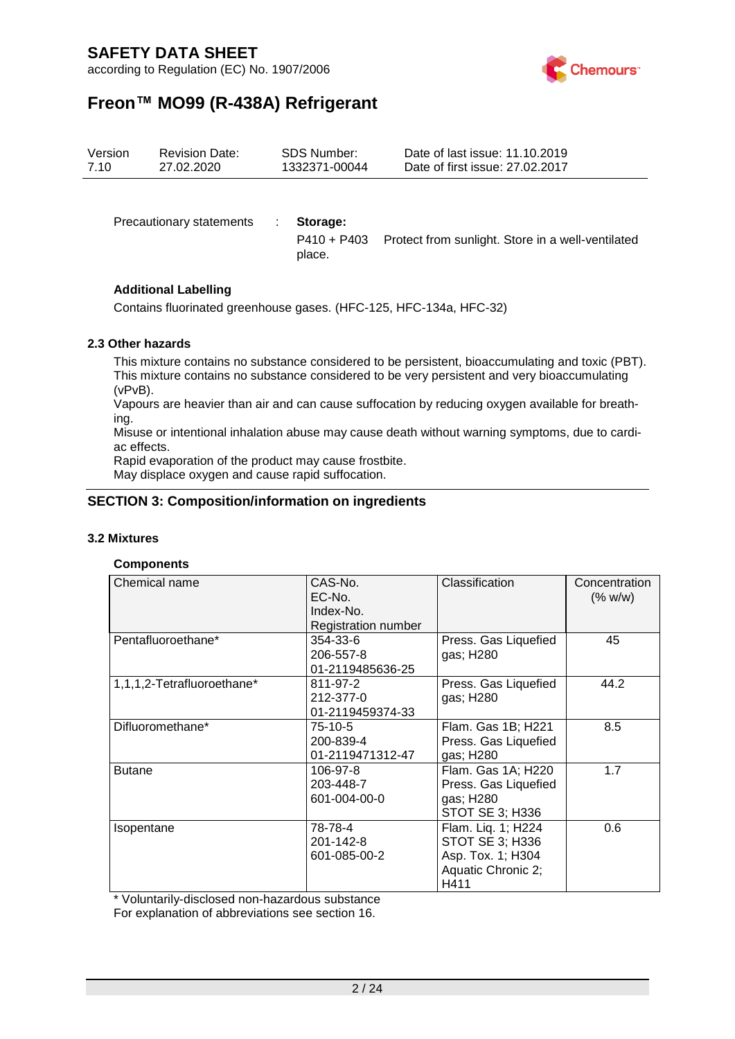Precautionary statements : **Storage:**

P410 + P403 Protect from sunlight. Store in a well-ventilated place.

**Additional Labelling**

Contains fluorinated greenhouse gases. (HFC-125, HFC-134a, HFC-32)

### 2.3 Other hazards

This mixture contains no substance considered to be persistent, bioaccumulating and toxic (PBT).
This mixture contains no substance considered to be very persistent and very bioaccumulating (vPvB).
Vapours are heavier than air and can cause suffocation by reducing oxygen available for breathing.
Misuse or intentional inhalation abuse may cause death without warning symptoms, due to cardiac effects.
Rapid evaporation of the product may cause frostbite.
May displace oxygen and cause rapid suffocation.

## SECTION 3: Composition/information on ingredients

### 3.2 Mixtures

**Components**

| Chemical name | CAS-No.<br>EC-No.<br>Index-No.<br>Registration number | Classification | Concentration (% w/w) |
|---|---|---|---|
| Pentafluoroethane* | 354-33-6<br>206-557-8<br>01-2119485636-25 | Press. Gas Liquefied gas; H280 | 45 |
| 1,1,1,2-Tetrafluoroethane* | 811-97-2<br>212-377-0<br>01-2119459374-33 | Press. Gas Liquefied gas; H280 | 44.2 |
| Difluoromethane* | 75-10-5<br>200-839-4<br>01-2119471312-47 | Flam. Gas 1B; H221<br>Press. Gas Liquefied gas; H280 | 8.5 |
| Butane | 106-97-8<br>203-448-7<br>601-004-00-0 | Flam. Gas 1A; H220<br>Press. Gas Liquefied gas; H280<br>STOT SE 3; H336 | 1.7 |
| Isopentane | 78-78-4<br>201-142-8<br>601-085-00-2 | Flam. Liq. 1; H224<br>STOT SE 3; H336<br>Asp. Tox. 1; H304<br>Aquatic Chronic 2; H411 | 0.6 |

* Voluntarily-disclosed non-hazardous substance
For explanation of abbreviations see section 16.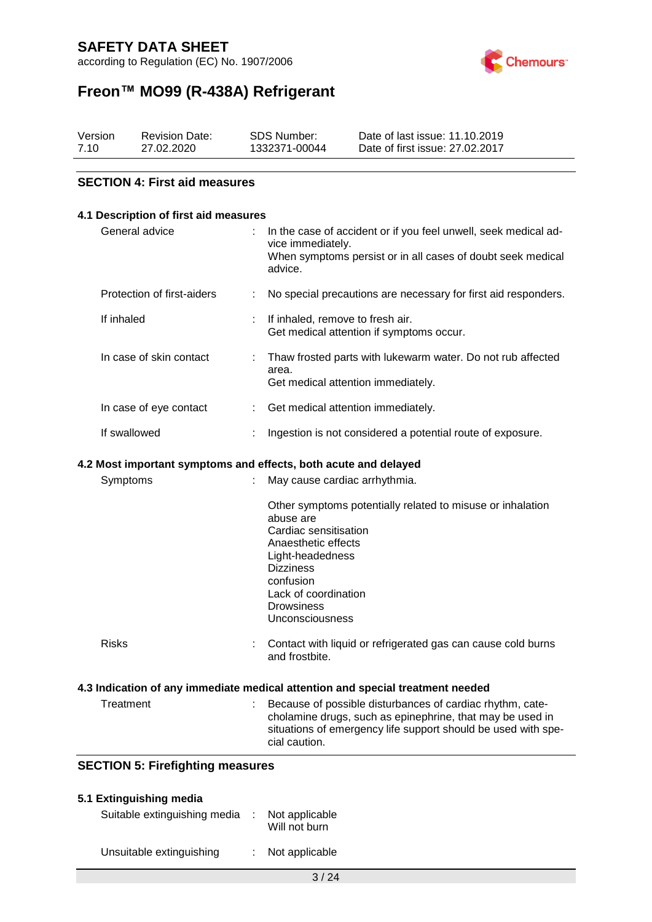## SECTION 4: First aid measures

### 4.1 Description of first aid measures

| | | |
|---|---|---|
| General advice | : | In the case of accident or if you feel unwell, seek medical advice immediately.<br>When symptoms persist or in all cases of doubt seek medical advice. |
| Protection of first-aiders | : | No special precautions are necessary for first aid responders. |
| If inhaled | : | If inhaled, remove to fresh air.<br>Get medical attention if symptoms occur. |
| In case of skin contact | : | Thaw frosted parts with lukewarm water. Do not rub affected area.<br>Get medical attention immediately. |
| In case of eye contact | : | Get medical attention immediately. |
| If swallowed | : | Ingestion is not considered a potential route of exposure. |

### 4.2 Most important symptoms and effects, both acute and delayed

| | | |
|---|---|---|
| Symptoms | : | May cause cardiac arrhythmia.<br><br>Other symptoms potentially related to misuse or inhalation abuse are<br>Cardiac sensitisation<br>Anaesthetic effects<br>Light-headedness<br>Dizziness<br>confusion<br>Lack of coordination<br>Drowsiness<br>Unconsciousness |
| Risks | : | Contact with liquid or refrigerated gas can cause cold burns and frostbite. |

### 4.3 Indication of any immediate medical attention and special treatment needed

| | | |
|---|---|---|
| Treatment | : | Because of possible disturbances of cardiac rhythm, catecholamine drugs, such as epinephrine, that may be used in situations of emergency life support should be used with special caution. |

## SECTION 5: Firefighting measures

### 5.1 Extinguishing media

| | | |
|---|---|---|
| Suitable extinguishing media | : | Not applicable<br>Will not burn |
| Unsuitable extinguishing | : | Not applicable |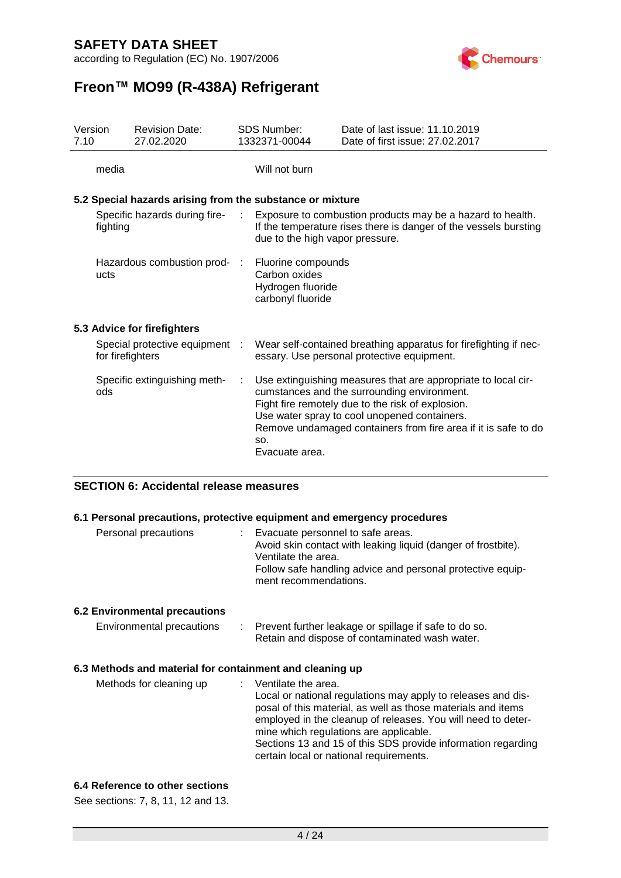| | | |
|---|---|---|
| media | | Will not burn |

### 5.2 Special hazards arising from the substance or mixture

| | | |
|---|---|---|
| Specific hazards during fire-fighting | : | Exposure to combustion products may be a hazard to health. If the temperature rises there is danger of the vessels bursting due to the high vapor pressure. |
| Hazardous combustion products | : | Fluorine compounds<br>Carbon oxides<br>Hydrogen fluoride<br>carbonyl fluoride |

### 5.3 Advice for firefighters

| | | |
|---|---|---|
| Special protective equipment for firefighters | : | Wear self-contained breathing apparatus for firefighting if necessary. Use personal protective equipment. |
| Specific extinguishing methods | : | Use extinguishing measures that are appropriate to local circumstances and the surrounding environment.<br>Fight fire remotely due to the risk of explosion.<br>Use water spray to cool unopened containers.<br>Remove undamaged containers from fire area if it is safe to do so.<br>Evacuate area. |

## SECTION 6: Accidental release measures

### 6.1 Personal precautions, protective equipment and emergency procedures

| | | |
|---|---|---|
| Personal precautions | : | Evacuate personnel to safe areas.<br>Avoid skin contact with leaking liquid (danger of frostbite).<br>Ventilate the area.<br>Follow safe handling advice and personal protective equipment recommendations. |

### 6.2 Environmental precautions

| | | |
|---|---|---|
| Environmental precautions | : | Prevent further leakage or spillage if safe to do so.<br>Retain and dispose of contaminated wash water. |

### 6.3 Methods and material for containment and cleaning up

| | | |
|---|---|---|
| Methods for cleaning up | : | Ventilate the area.<br>Local or national regulations may apply to releases and disposal of this material, as well as those materials and items employed in the cleanup of releases. You will need to determine which regulations are applicable.<br>Sections 13 and 15 of this SDS provide information regarding certain local or national requirements. |

### 6.4 Reference to other sections

See sections: 7, 8, 11, 12 and 13.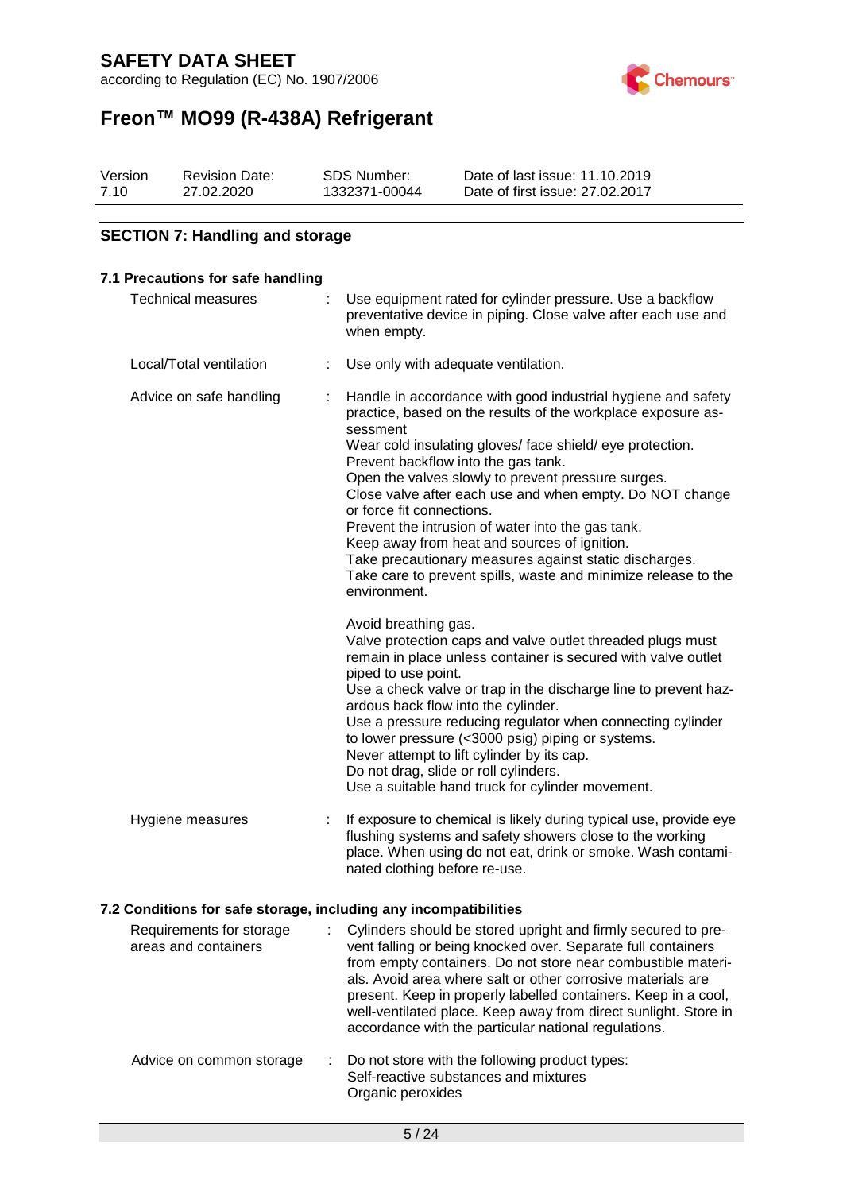## SECTION 7: Handling and storage

### 7.1 Precautions for safe handling

| | |
|---|---|
| Technical measures | Use equipment rated for cylinder pressure. Use a backflow preventative device in piping. Close valve after each use and when empty. |
| Local/Total ventilation | Use only with adequate ventilation. |
| Advice on safe handling | Handle in accordance with good industrial hygiene and safety practice, based on the results of the workplace exposure assessment<br>Wear cold insulating gloves/ face shield/ eye protection.<br>Prevent backflow into the gas tank.<br>Open the valves slowly to prevent pressure surges.<br>Close valve after each use and when empty. Do NOT change or force fit connections.<br>Prevent the intrusion of water into the gas tank.<br>Keep away from heat and sources of ignition.<br>Take precautionary measures against static discharges.<br>Take care to prevent spills, waste and minimize release to the environment.<br><br>Avoid breathing gas.<br>Valve protection caps and valve outlet threaded plugs must remain in place unless container is secured with valve outlet piped to use point.<br>Use a check valve or trap in the discharge line to prevent hazardous back flow into the cylinder.<br>Use a pressure reducing regulator when connecting cylinder to lower pressure (<3000 psig) piping or systems.<br>Never attempt to lift cylinder by its cap.<br>Do not drag, slide or roll cylinders.<br>Use a suitable hand truck for cylinder movement. |
| Hygiene measures | If exposure to chemical is likely during typical use, provide eye flushing systems and safety showers close to the working place. When using do not eat, drink or smoke. Wash contaminated clothing before re-use. |

### 7.2 Conditions for safe storage, including any incompatibilities

| | |
|---|---|
| Requirements for storage areas and containers | Cylinders should be stored upright and firmly secured to prevent falling or being knocked over. Separate full containers from empty containers. Do not store near combustible materials. Avoid area where salt or other corrosive materials are present. Keep in properly labelled containers. Keep in a cool, well-ventilated place. Keep away from direct sunlight. Store in accordance with the particular national regulations. |
| Advice on common storage | Do not store with the following product types:<br>Self-reactive substances and mixtures<br>Organic peroxides |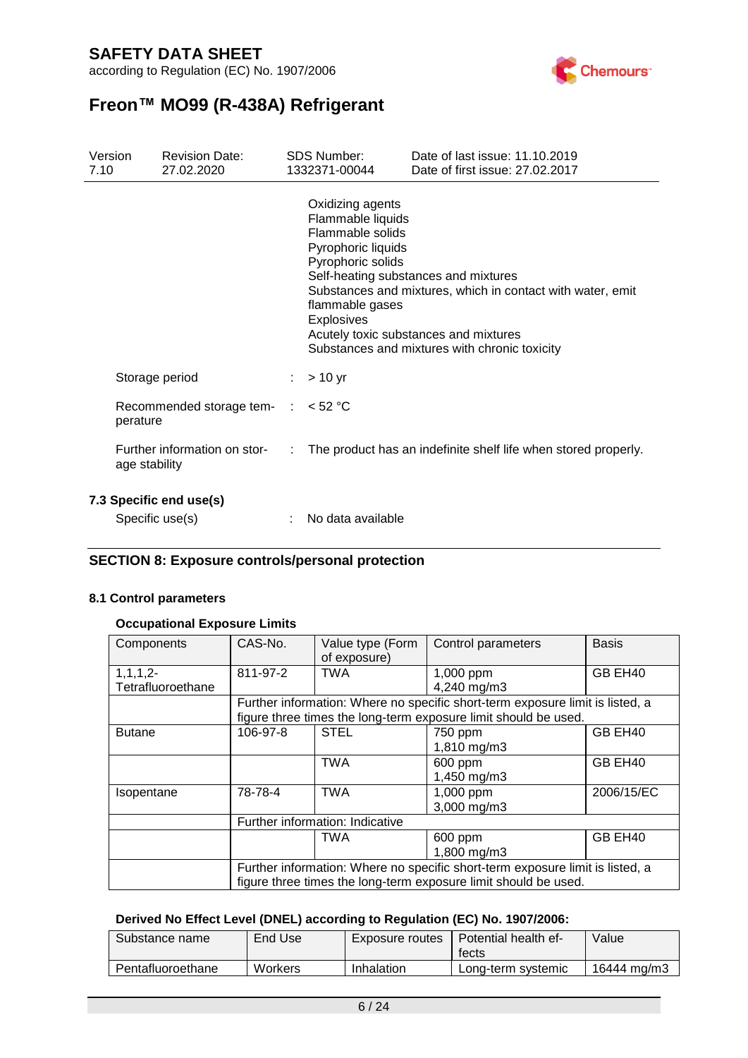Oxidizing agents
Flammable liquids
Flammable solids
Pyrophoric liquids
Pyrophoric solids
Self-heating substances and mixtures
Substances and mixtures, which in contact with water, emit flammable gases
Explosives
Acutely toxic substances and mixtures
Substances and mixtures with chronic toxicity

Storage period : > 10 yr

Recommended storage temperature : < 52 °C

Further information on storage stability : The product has an indefinite shelf life when stored properly.

### 7.3 Specific end use(s)

Specific use(s) : No data available

## SECTION 8: Exposure controls/personal protection

### 8.1 Control parameters

**Occupational Exposure Limits**

| Components | CAS-No. | Value type (Form of exposure) | Control parameters | Basis |
|---|---|---|---|---|
| 1,1,1,2-Tetrafluoroethane | 811-97-2 | TWA | 1,000 ppm<br>4,240 mg/m3 | GB EH40 |
| | Further information: Where no specific short-term exposure limit is listed, a figure three times the long-term exposure limit should be used. | | | |
| Butane | 106-97-8 | STEL | 750 ppm<br>1,810 mg/m3 | GB EH40 |
| | | TWA | 600 ppm<br>1,450 mg/m3 | GB EH40 |
| Isopentane | 78-78-4 | TWA | 1,000 ppm<br>3,000 mg/m3 | 2006/15/EC |
| | Further information: Indicative | | | |
| | | TWA | 600 ppm<br>1,800 mg/m3 | GB EH40 |
| | Further information: Where no specific short-term exposure limit is listed, a figure three times the long-term exposure limit should be used. | | | |

**Derived No Effect Level (DNEL) according to Regulation (EC) No. 1907/2006:**

| Substance name | End Use | Exposure routes | Potential health effects | Value |
|---|---|---|---|---|
| Pentafluoroethane | Workers | Inhalation | Long-term systemic | 16444 mg/m3 |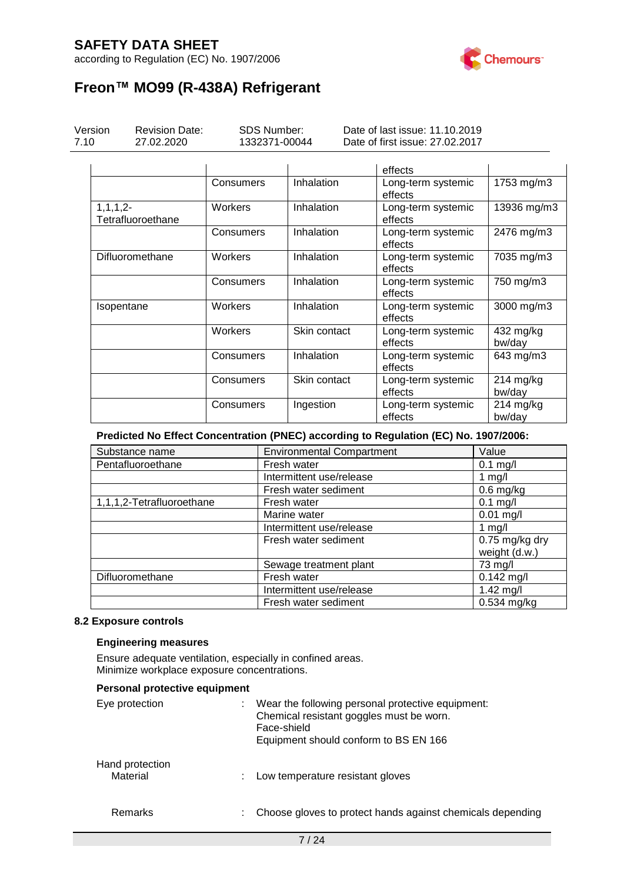| | | | effects | |
|---|---|---|---|---|
| | Consumers | Inhalation | Long-term systemic effects | 1753 mg/m3 |
| 1,1,1,2-Tetrafluoroethane | Workers | Inhalation | Long-term systemic effects | 13936 mg/m3 |
| | Consumers | Inhalation | Long-term systemic effects | 2476 mg/m3 |
| Difluoromethane | Workers | Inhalation | Long-term systemic effects | 7035 mg/m3 |
| | Consumers | Inhalation | Long-term systemic effects | 750 mg/m3 |
| Isopentane | Workers | Inhalation | Long-term systemic effects | 3000 mg/m3 |
| | Workers | Skin contact | Long-term systemic effects | 432 mg/kg bw/day |
| | Consumers | Inhalation | Long-term systemic effects | 643 mg/m3 |
| | Consumers | Skin contact | Long-term systemic effects | 214 mg/kg bw/day |
| | Consumers | Ingestion | Long-term systemic effects | 214 mg/kg bw/day |

**Predicted No Effect Concentration (PNEC) according to Regulation (EC) No. 1907/2006:**

| Substance name | Environmental Compartment | Value |
|---|---|---|
| Pentafluoroethane | Fresh water | 0.1 mg/l |
| | Intermittent use/release | 1 mg/l |
| | Fresh water sediment | 0.6 mg/kg |
| 1,1,1,2-Tetrafluoroethane | Fresh water | 0.1 mg/l |
| | Marine water | 0.01 mg/l |
| | Intermittent use/release | 1 mg/l |
| | Fresh water sediment | 0.75 mg/kg dry weight (d.w.) |
| | Sewage treatment plant | 73 mg/l |
| Difluoromethane | Fresh water | 0.142 mg/l |
| | Intermittent use/release | 1.42 mg/l |
| | Fresh water sediment | 0.534 mg/kg |

### 8.2 Exposure controls

**Engineering measures**

Ensure adequate ventilation, especially in confined areas.
Minimize workplace exposure concentrations.

**Personal protective equipment**

Eye protection : Wear the following personal protective equipment:
Chemical resistant goggles must be worn.
Face-shield
Equipment should conform to BS EN 166

Hand protection
Material : Low temperature resistant gloves

Remarks : Choose gloves to protect hands against chemicals depending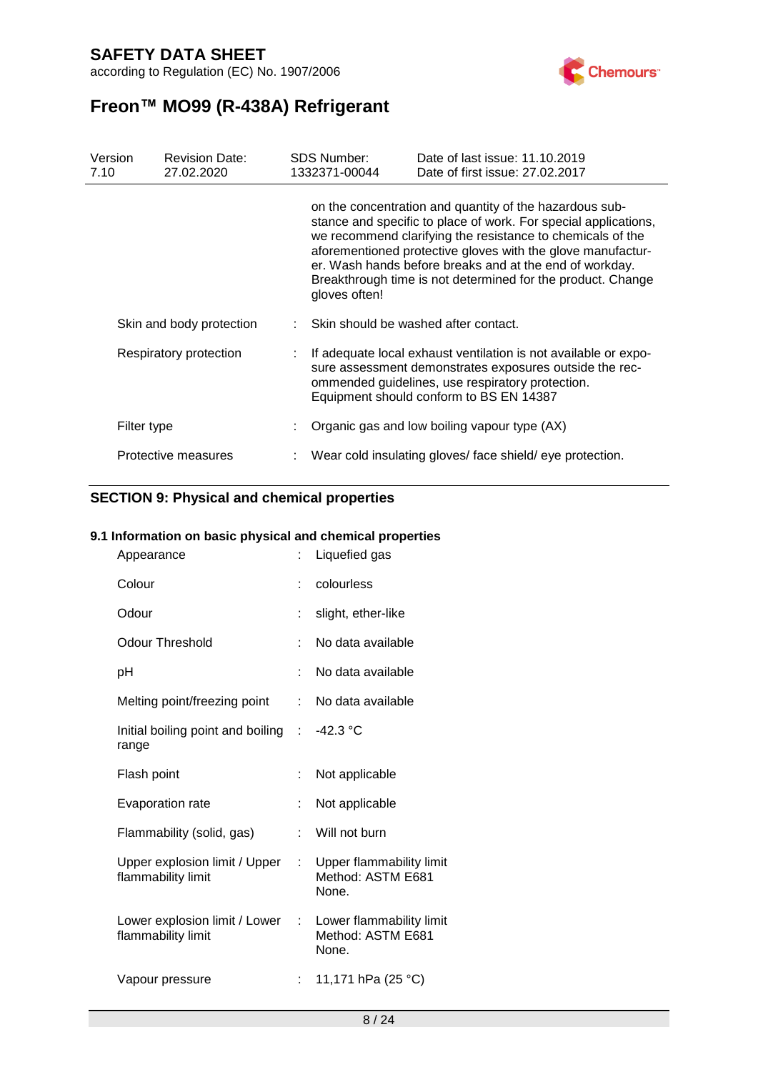| | | |
|---|---|---|
| | | on the concentration and quantity of the hazardous substance and specific to place of work. For special applications, we recommend clarifying the resistance to chemicals of the aforementioned protective gloves with the glove manufacturer. Wash hands before breaks and at the end of workday. Breakthrough time is not determined for the product. Change gloves often! |
| Skin and body protection | : | Skin should be washed after contact. |
| Respiratory protection | : | If adequate local exhaust ventilation is not available or exposure assessment demonstrates exposures outside the recommended guidelines, use respiratory protection. Equipment should conform to BS EN 14387 |
| Filter type | : | Organic gas and low boiling vapour type (AX) |
| Protective measures | : | Wear cold insulating gloves/ face shield/ eye protection. |

## SECTION 9: Physical and chemical properties

### 9.1 Information on basic physical and chemical properties

| | | |
|---|---|---|
| Appearance | : | Liquefied gas |
| Colour | : | colourless |
| Odour | : | slight, ether-like |
| Odour Threshold | : | No data available |
| pH | : | No data available |
| Melting point/freezing point | : | No data available |
| Initial boiling point and boiling range | : | -42.3 °C |
| Flash point | : | Not applicable |
| Evaporation rate | : | Not applicable |
| Flammability (solid, gas) | : | Will not burn |
| Upper explosion limit / Upper flammability limit | : | Upper flammability limit<br>Method: ASTM E681<br>None. |
| Lower explosion limit / Lower flammability limit | : | Lower flammability limit<br>Method: ASTM E681<br>None. |
| Vapour pressure | : | 11,171 hPa (25 °C) |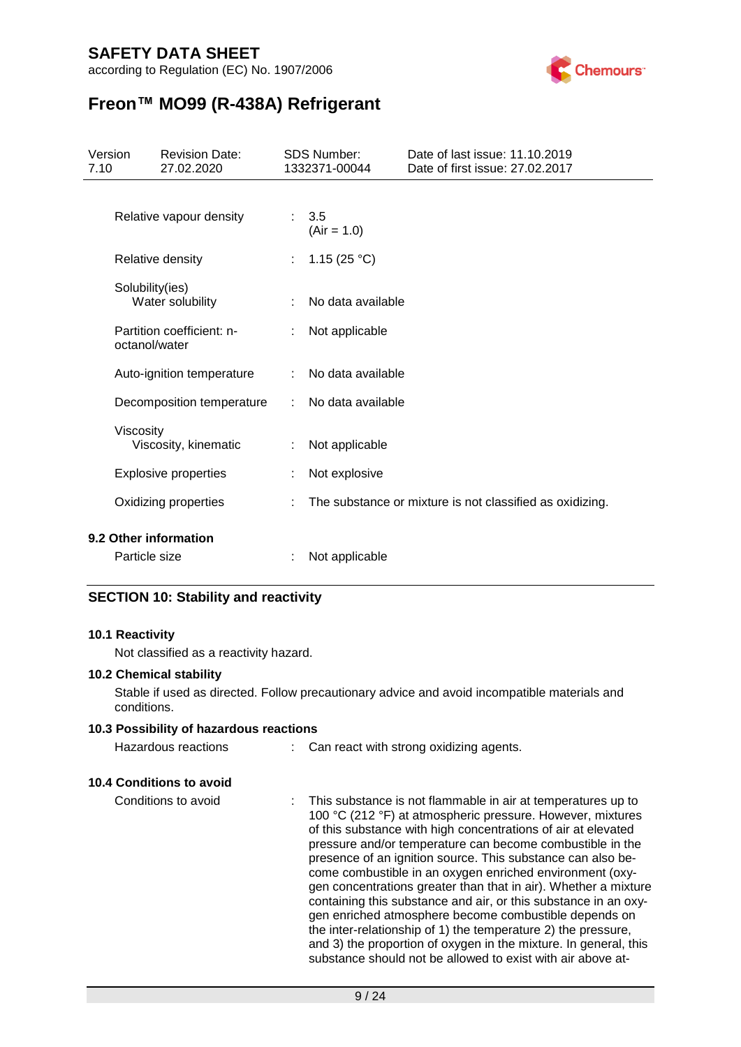| | | |
|---|---|---|
| Relative vapour density | : | 3.5 (Air = 1.0) |
| Relative density | : | 1.15 (25 °C) |
| Solubility(ies) Water solubility | : | No data available |
| Partition coefficient: n-octanol/water | : | Not applicable |
| Auto-ignition temperature | : | No data available |
| Decomposition temperature | : | No data available |
| Viscosity Viscosity, kinematic | : | Not applicable |
| Explosive properties | : | Not explosive |
| Oxidizing properties | : | The substance or mixture is not classified as oxidizing. |

### 9.2 Other information

| | | |
|---|---|---|
| Particle size | : | Not applicable |

## SECTION 10: Stability and reactivity

### 10.1 Reactivity

Not classified as a reactivity hazard.

### 10.2 Chemical stability

Stable if used as directed. Follow precautionary advice and avoid incompatible materials and conditions.

### 10.3 Possibility of hazardous reactions

| | | |
|---|---|---|
| Hazardous reactions | : | Can react with strong oxidizing agents. |

### 10.4 Conditions to avoid

| | | |
|---|---|---|
| Conditions to avoid | : | This substance is not flammable in air at temperatures up to 100 °C (212 °F) at atmospheric pressure. However, mixtures of this substance with high concentrations of air at elevated pressure and/or temperature can become combustible in the presence of an ignition source. This substance can also become combustible in an oxygen enriched environment (oxygen concentrations greater than that in air). Whether a mixture containing this substance and air, or this substance in an oxygen enriched atmosphere become combustible depends on the inter-relationship of 1) the temperature 2) the pressure, and 3) the proportion of oxygen in the mixture. In general, this substance should not be allowed to exist with air above at- |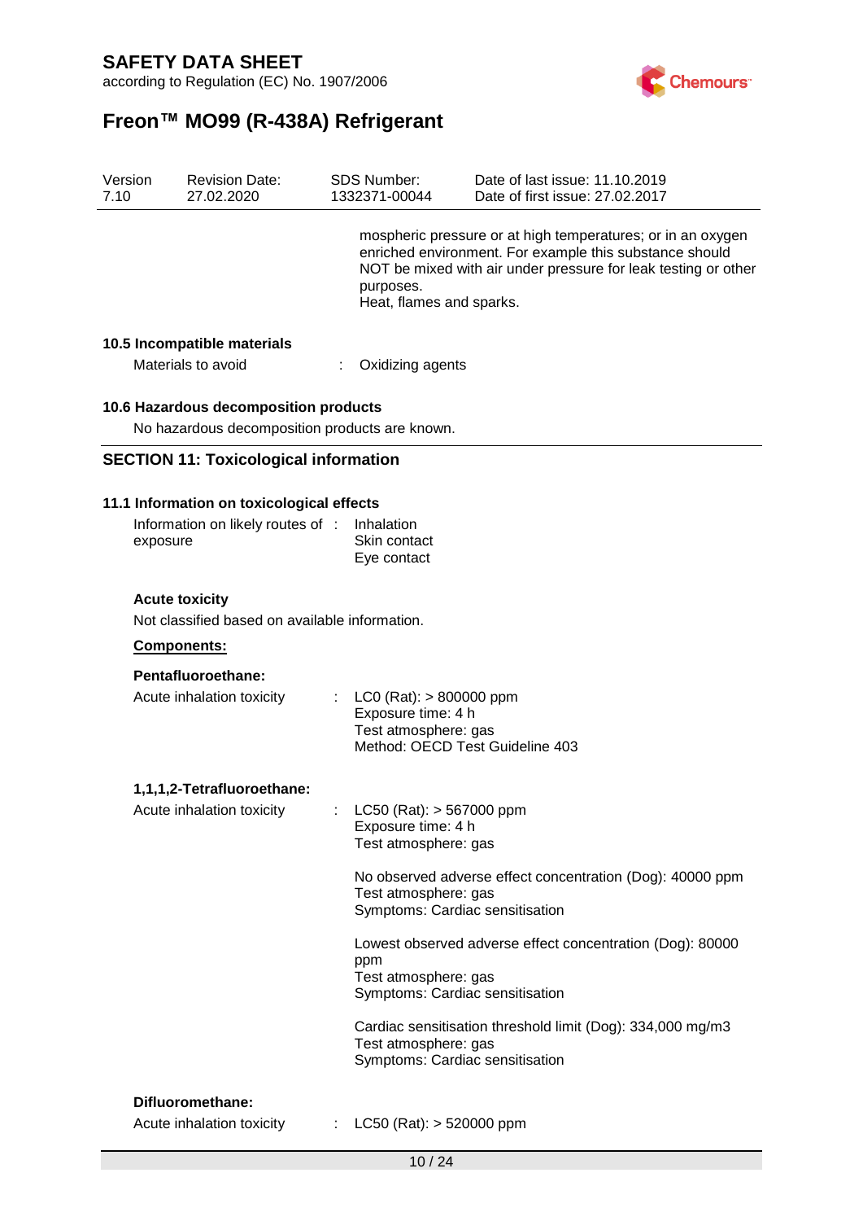mospheric pressure or at high temperatures; or in an oxygen enriched environment. For example this substance should NOT be mixed with air under pressure for leak testing or other purposes.
Heat, flames and sparks.

### 10.5 Incompatible materials

Materials to avoid : Oxidizing agents

### 10.6 Hazardous decomposition products

No hazardous decomposition products are known.

## SECTION 11: Toxicological information

### 11.1 Information on toxicological effects

Information on likely routes of exposure : Inhalation
Skin contact
Eye contact

**Acute toxicity**

Not classified based on available information.

**Components:**

**Pentafluoroethane:**

Acute inhalation toxicity : LC0 (Rat): > 800000 ppm
Exposure time: 4 h
Test atmosphere: gas
Method: OECD Test Guideline 403

**1,1,1,2-Tetrafluoroethane:**

Acute inhalation toxicity : LC50 (Rat): > 567000 ppm
Exposure time: 4 h
Test atmosphere: gas

No observed adverse effect concentration (Dog): 40000 ppm
Test atmosphere: gas
Symptoms: Cardiac sensitisation

Lowest observed adverse effect concentration (Dog): 80000 ppm
Test atmosphere: gas
Symptoms: Cardiac sensitisation

Cardiac sensitisation threshold limit (Dog): 334,000 mg/m3
Test atmosphere: gas
Symptoms: Cardiac sensitisation

**Difluoromethane:**

Acute inhalation toxicity : LC50 (Rat): > 520000 ppm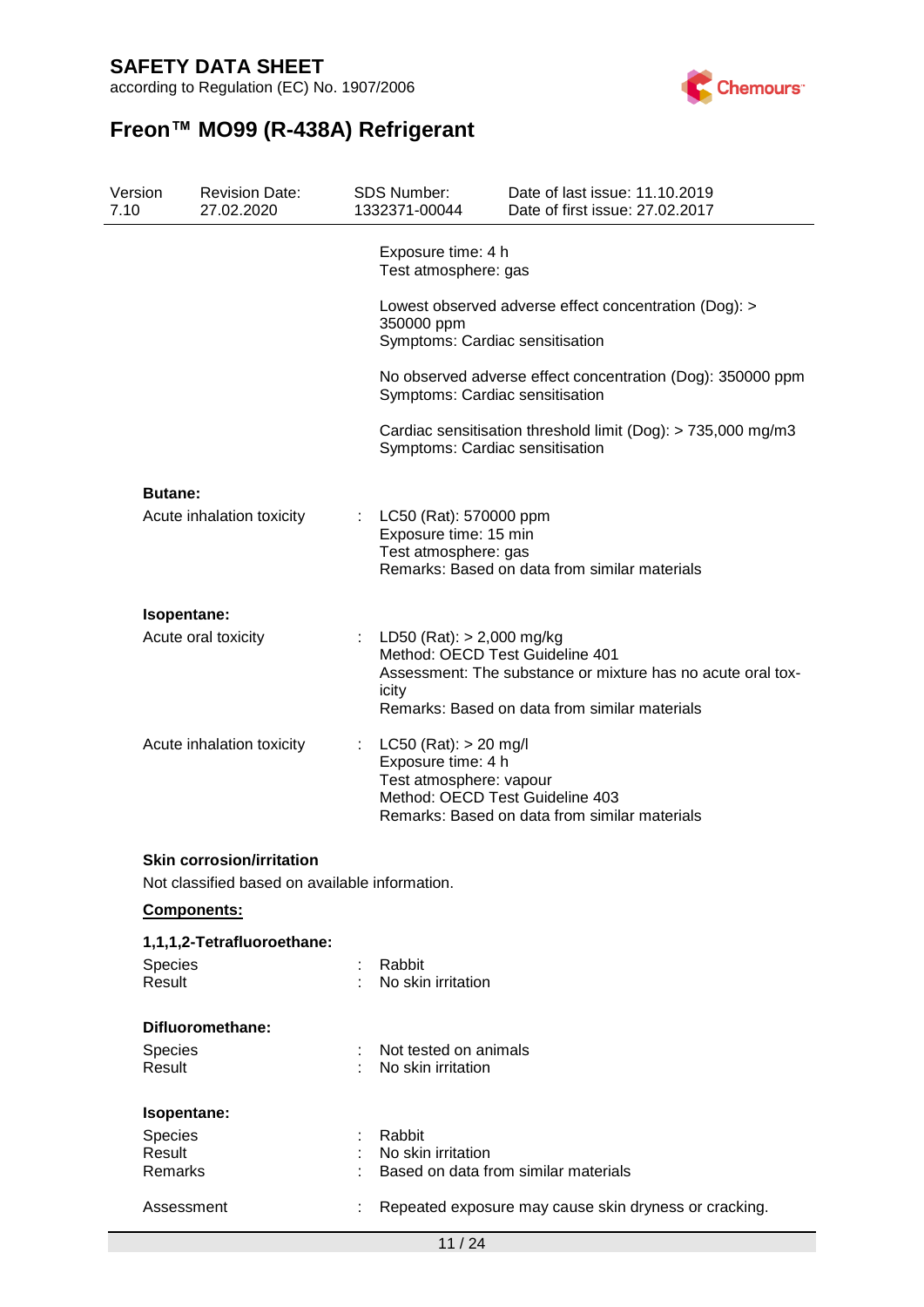Exposure time: 4 h
Test atmosphere: gas

Lowest observed adverse effect concentration (Dog): > 350000 ppm
Symptoms: Cardiac sensitisation

No observed adverse effect concentration (Dog): 350000 ppm
Symptoms: Cardiac sensitisation

Cardiac sensitisation threshold limit (Dog): > 735,000 mg/m3
Symptoms: Cardiac sensitisation

**Butane:**

Acute inhalation toxicity : LC50 (Rat): 570000 ppm
Exposure time: 15 min
Test atmosphere: gas
Remarks: Based on data from similar materials

**Isopentane:**

Acute oral toxicity : LD50 (Rat): > 2,000 mg/kg
Method: OECD Test Guideline 401
Assessment: The substance or mixture has no acute oral toxicity
Remarks: Based on data from similar materials

Acute inhalation toxicity : LC50 (Rat): > 20 mg/l
Exposure time: 4 h
Test atmosphere: vapour
Method: OECD Test Guideline 403
Remarks: Based on data from similar materials

**Skin corrosion/irritation**

Not classified based on available information.

**Components:**

**1,1,1,2-Tetrafluoroethane:**

Species : Rabbit
Result : No skin irritation

**Difluoromethane:**

Species : Not tested on animals
Result : No skin irritation

**Isopentane:**

Species : Rabbit
Result : No skin irritation
Remarks : Based on data from similar materials

Assessment : Repeated exposure may cause skin dryness or cracking.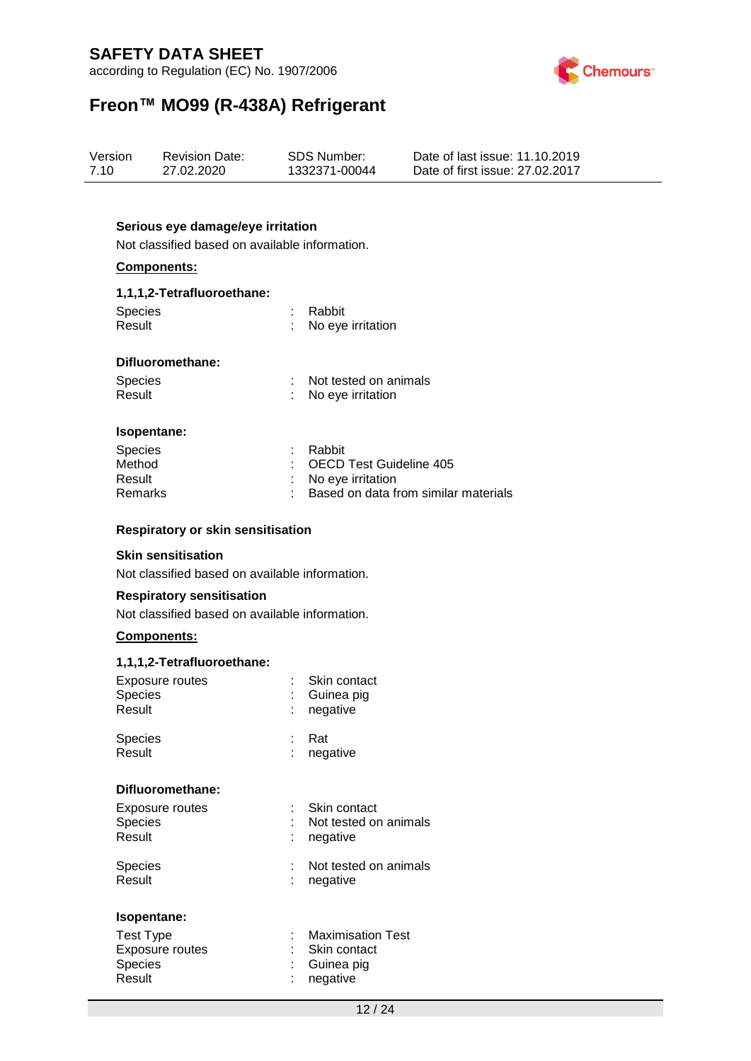**Serious eye damage/eye irritation**

Not classified based on available information.

**Components:**

**1,1,1,2-Tetrafluoroethane:**

| | | |
|---|---|---|
| Species | : | Rabbit |
| Result | : | No eye irritation |

**Difluoromethane:**

| | | |
|---|---|---|
| Species | : | Not tested on animals |
| Result | : | No eye irritation |

**Isopentane:**

| | | |
|---|---|---|
| Species | : | Rabbit |
| Method | : | OECD Test Guideline 405 |
| Result | : | No eye irritation |
| Remarks | : | Based on data from similar materials |

**Respiratory or skin sensitisation**

**Skin sensitisation**

Not classified based on available information.

**Respiratory sensitisation**

Not classified based on available information.

**Components:**

**1,1,1,2-Tetrafluoroethane:**

| | | |
|---|---|---|
| Exposure routes | : | Skin contact |
| Species | : | Guinea pig |
| Result | : | negative |

| | | |
|---|---|---|
| Species | : | Rat |
| Result | : | negative |

**Difluoromethane:**

| | | |
|---|---|---|
| Exposure routes | : | Skin contact |
| Species | : | Not tested on animals |
| Result | : | negative |

| | | |
|---|---|---|
| Species | : | Not tested on animals |
| Result | : | negative |

**Isopentane:**

| | | |
|---|---|---|
| Test Type | : | Maximisation Test |
| Exposure routes | : | Skin contact |
| Species | : | Guinea pig |
| Result | : | negative |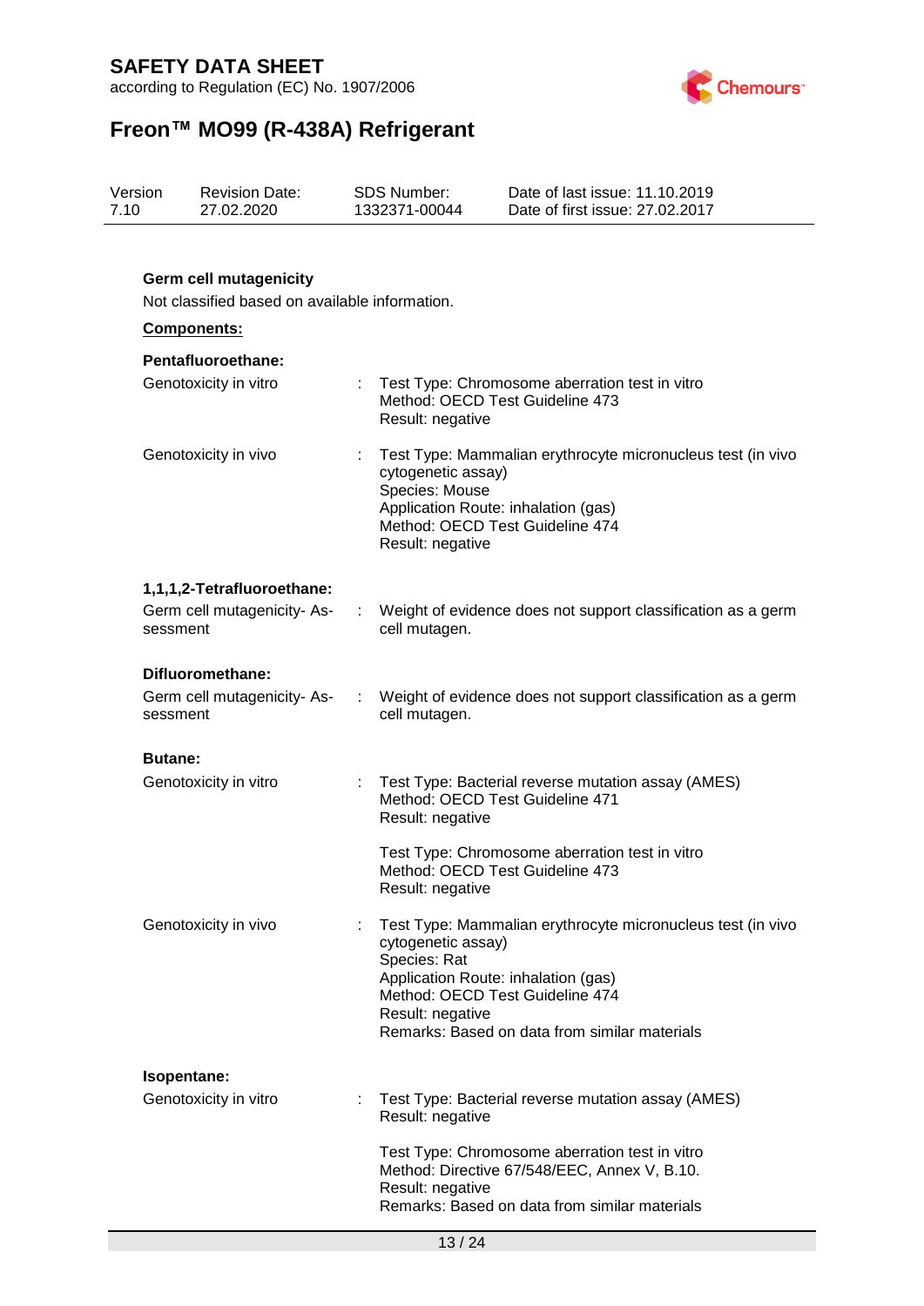**Germ cell mutagenicity**

Not classified based on available information.

**Components:**

**Pentafluoroethane:**

| | | |
|---|---|---|
| Genotoxicity in vitro | : | Test Type: Chromosome aberration test in vitro<br>Method: OECD Test Guideline 473<br>Result: negative |
| Genotoxicity in vivo | : | Test Type: Mammalian erythrocyte micronucleus test (in vivo cytogenetic assay)<br>Species: Mouse<br>Application Route: inhalation (gas)<br>Method: OECD Test Guideline 474<br>Result: negative |

**1,1,1,2-Tetrafluoroethane:**

| | | |
|---|---|---|
| Germ cell mutagenicity- Assessment | : | Weight of evidence does not support classification as a germ cell mutagen. |

**Difluoromethane:**

| | | |
|---|---|---|
| Germ cell mutagenicity- Assessment | : | Weight of evidence does not support classification as a germ cell mutagen. |

**Butane:**

| | | |
|---|---|---|
| Genotoxicity in vitro | : | Test Type: Bacterial reverse mutation assay (AMES)<br>Method: OECD Test Guideline 471<br>Result: negative<br><br>Test Type: Chromosome aberration test in vitro<br>Method: OECD Test Guideline 473<br>Result: negative |
| Genotoxicity in vivo | : | Test Type: Mammalian erythrocyte micronucleus test (in vivo cytogenetic assay)<br>Species: Rat<br>Application Route: inhalation (gas)<br>Method: OECD Test Guideline 474<br>Result: negative<br>Remarks: Based on data from similar materials |

**Isopentane:**

| | | |
|---|---|---|
| Genotoxicity in vitro | : | Test Type: Bacterial reverse mutation assay (AMES)<br>Result: negative<br><br>Test Type: Chromosome aberration test in vitro<br>Method: Directive 67/548/EEC, Annex V, B.10.<br>Result: negative<br>Remarks: Based on data from similar materials |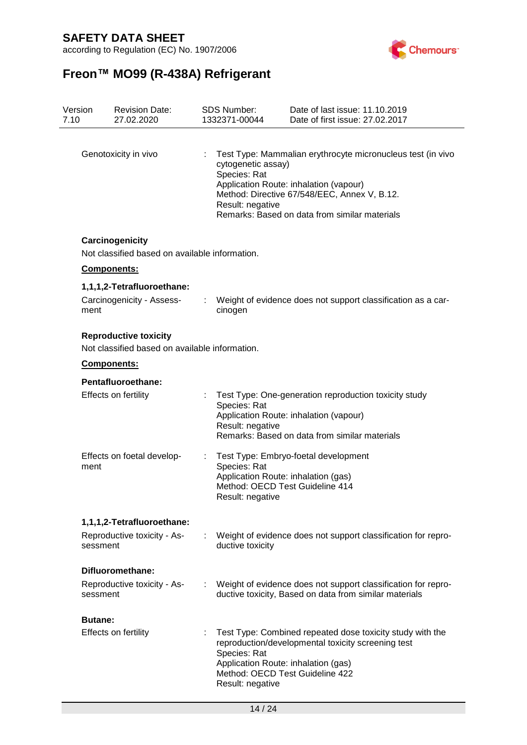Genotoxicity in vivo : Test Type: Mammalian erythrocyte micronucleus test (in vivo cytogenetic assay)
Species: Rat
Application Route: inhalation (vapour)
Method: Directive 67/548/EEC, Annex V, B.12.
Result: negative
Remarks: Based on data from similar materials

**Carcinogenicity**

Not classified based on available information.

**Components:**

**1,1,1,2-Tetrafluoroethane:**

Carcinogenicity - Assessment : Weight of evidence does not support classification as a carcinogen

**Reproductive toxicity**

Not classified based on available information.

**Components:**

**Pentafluoroethane:**

Effects on fertility : Test Type: One-generation reproduction toxicity study
Species: Rat
Application Route: inhalation (vapour)
Result: negative
Remarks: Based on data from similar materials

Effects on foetal development : Test Type: Embryo-foetal development
Species: Rat
Application Route: inhalation (gas)
Method: OECD Test Guideline 414
Result: negative

**1,1,1,2-Tetrafluoroethane:**

Reproductive toxicity - Assessment : Weight of evidence does not support classification for reproductive toxicity

**Difluoromethane:**

Reproductive toxicity - Assessment : Weight of evidence does not support classification for reproductive toxicity, Based on data from similar materials

**Butane:**

Effects on fertility : Test Type: Combined repeated dose toxicity study with the reproduction/developmental toxicity screening test
Species: Rat
Application Route: inhalation (gas)
Method: OECD Test Guideline 422
Result: negative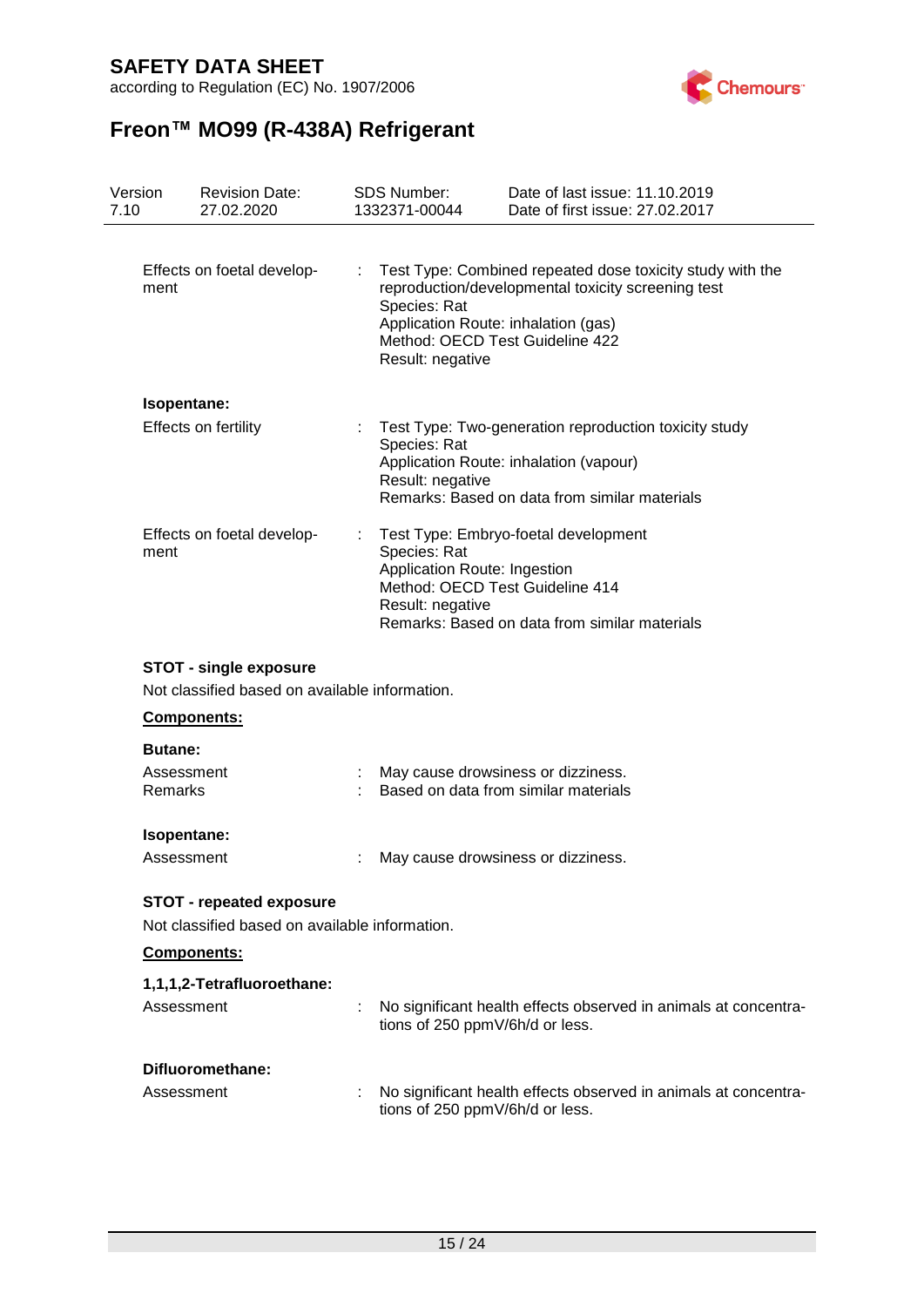| | | |
|---|---|---|
| Effects on foetal development | : | Test Type: Combined repeated dose toxicity study with the reproduction/developmental toxicity screening test<br>Species: Rat<br>Application Route: inhalation (gas)<br>Method: OECD Test Guideline 422<br>Result: negative |

**Isopentane:**

| | | |
|---|---|---|
| Effects on fertility | : | Test Type: Two-generation reproduction toxicity study<br>Species: Rat<br>Application Route: inhalation (vapour)<br>Result: negative<br>Remarks: Based on data from similar materials |
| Effects on foetal development | : | Test Type: Embryo-foetal development<br>Species: Rat<br>Application Route: Ingestion<br>Method: OECD Test Guideline 414<br>Result: negative<br>Remarks: Based on data from similar materials |

**STOT - single exposure**

Not classified based on available information.

**Components:**

**Butane:**

| | | |
|---|---|---|
| Assessment | : | May cause drowsiness or dizziness. |
| Remarks | : | Based on data from similar materials |

**Isopentane:**

| | | |
|---|---|---|
| Assessment | : | May cause drowsiness or dizziness. |

**STOT - repeated exposure**

Not classified based on available information.

**Components:**

**1,1,1,2-Tetrafluoroethane:**

| | | |
|---|---|---|
| Assessment | : | No significant health effects observed in animals at concentrations of 250 ppmV/6h/d or less. |

**Difluoromethane:**

| | | |
|---|---|---|
| Assessment | : | No significant health effects observed in animals at concentrations of 250 ppmV/6h/d or less. |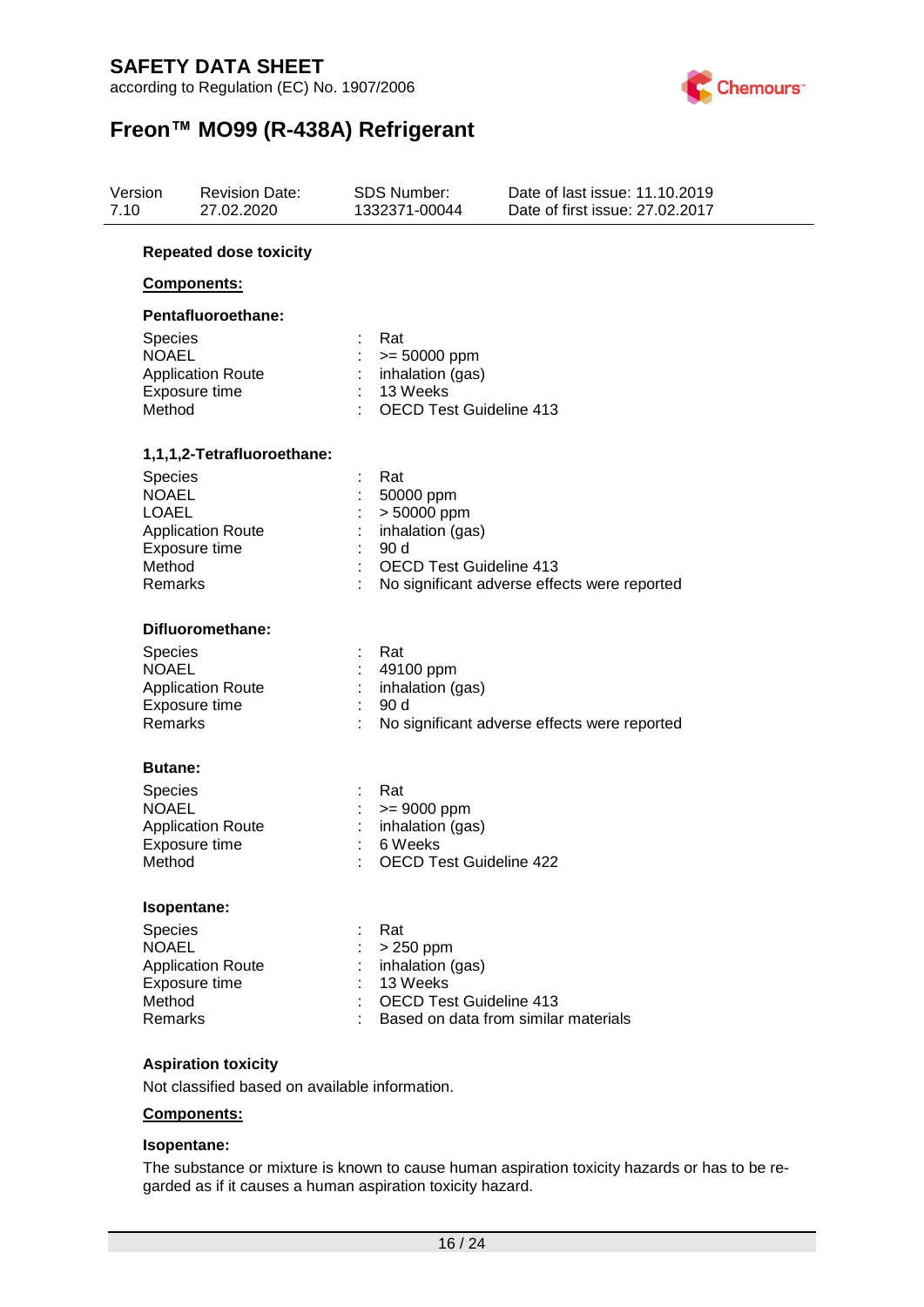**Repeated dose toxicity**

**Components:**

**Pentafluoroethane:**

| | | |
|---|---|---|
| Species | : | Rat |
| NOAEL | : | >= 50000 ppm |
| Application Route | : | inhalation (gas) |
| Exposure time | : | 13 Weeks |
| Method | : | OECD Test Guideline 413 |

**1,1,1,2-Tetrafluoroethane:**

| | | |
|---|---|---|
| Species | : | Rat |
| NOAEL | : | 50000 ppm |
| LOAEL | : | > 50000 ppm |
| Application Route | : | inhalation (gas) |
| Exposure time | : | 90 d |
| Method | : | OECD Test Guideline 413 |
| Remarks | : | No significant adverse effects were reported |

**Difluoromethane:**

| | | |
|---|---|---|
| Species | : | Rat |
| NOAEL | : | 49100 ppm |
| Application Route | : | inhalation (gas) |
| Exposure time | : | 90 d |
| Remarks | : | No significant adverse effects were reported |

**Butane:**

| | | |
|---|---|---|
| Species | : | Rat |
| NOAEL | : | >= 9000 ppm |
| Application Route | : | inhalation (gas) |
| Exposure time | : | 6 Weeks |
| Method | : | OECD Test Guideline 422 |

**Isopentane:**

| | | |
|---|---|---|
| Species | : | Rat |
| NOAEL | : | > 250 ppm |
| Application Route | : | inhalation (gas) |
| Exposure time | : | 13 Weeks |
| Method | : | OECD Test Guideline 413 |
| Remarks | : | Based on data from similar materials |

**Aspiration toxicity**

Not classified based on available information.

**Components:**

**Isopentane:**

The substance or mixture is known to cause human aspiration toxicity hazards or has to be regarded as if it causes a human aspiration toxicity hazard.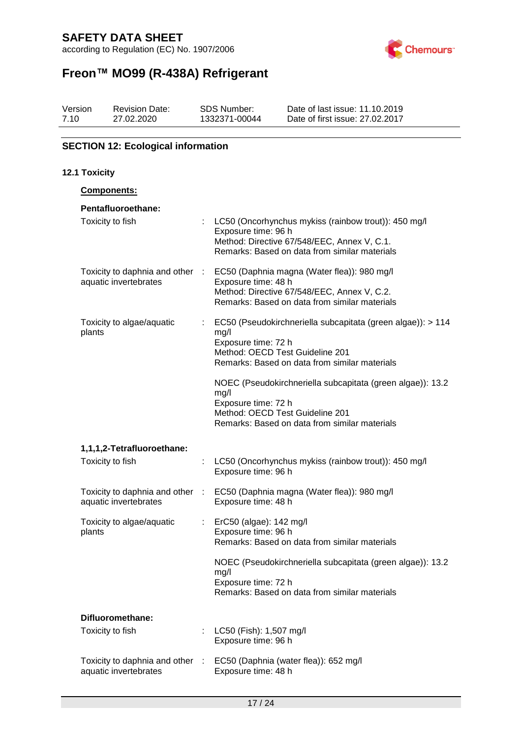## SECTION 12: Ecological information

### 12.1 Toxicity

**Components:**

**Pentafluoroethane:**

| | | |
|---|---|---|
| Toxicity to fish | : | LC50 (Oncorhynchus mykiss (rainbow trout)): 450 mg/l<br>Exposure time: 96 h<br>Method: Directive 67/548/EEC, Annex V, C.1.<br>Remarks: Based on data from similar materials |
| Toxicity to daphnia and other aquatic invertebrates | : | EC50 (Daphnia magna (Water flea)): 980 mg/l<br>Exposure time: 48 h<br>Method: Directive 67/548/EEC, Annex V, C.2.<br>Remarks: Based on data from similar materials |
| Toxicity to algae/aquatic plants | : | EC50 (Pseudokirchneriella subcapitata (green algae)): > 114 mg/l<br>Exposure time: 72 h<br>Method: OECD Test Guideline 201<br>Remarks: Based on data from similar materials |
| | | NOEC (Pseudokirchneriella subcapitata (green algae)): 13.2 mg/l<br>Exposure time: 72 h<br>Method: OECD Test Guideline 201<br>Remarks: Based on data from similar materials |

**1,1,1,2-Tetrafluoroethane:**

| | | |
|---|---|---|
| Toxicity to fish | : | LC50 (Oncorhynchus mykiss (rainbow trout)): 450 mg/l<br>Exposure time: 96 h |
| Toxicity to daphnia and other aquatic invertebrates | : | EC50 (Daphnia magna (Water flea)): 980 mg/l<br>Exposure time: 48 h |
| Toxicity to algae/aquatic plants | : | ErC50 (algae): 142 mg/l<br>Exposure time: 96 h<br>Remarks: Based on data from similar materials |
| | | NOEC (Pseudokirchneriella subcapitata (green algae)): 13.2 mg/l<br>Exposure time: 72 h<br>Remarks: Based on data from similar materials |

**Difluoromethane:**

| | | |
|---|---|---|
| Toxicity to fish | : | LC50 (Fish): 1,507 mg/l<br>Exposure time: 96 h |
| Toxicity to daphnia and other aquatic invertebrates | : | EC50 (Daphnia (water flea)): 652 mg/l<br>Exposure time: 48 h |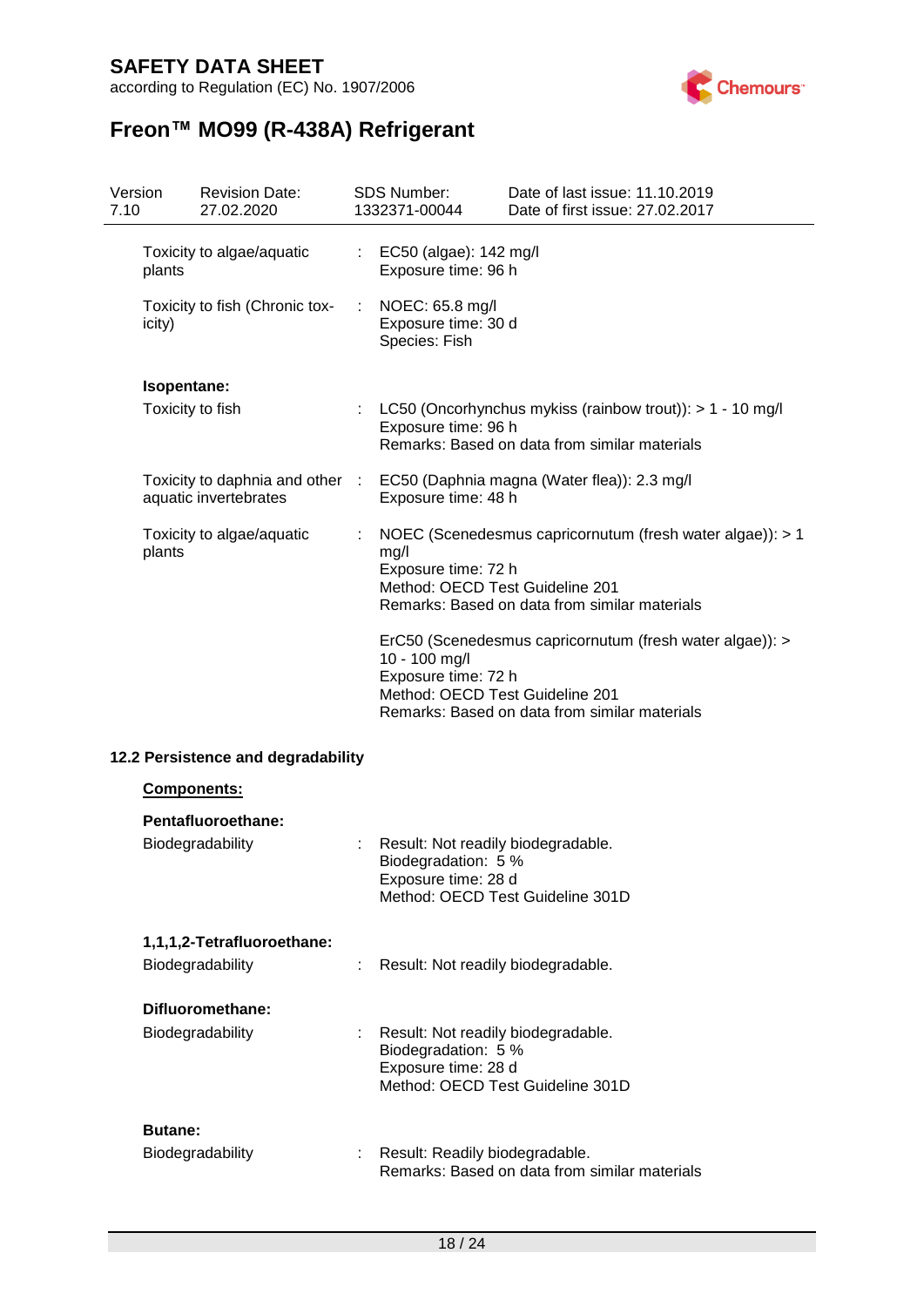| | | |
|---|---|---|
| Toxicity to algae/aquatic plants | : | EC50 (algae): 142 mg/l<br>Exposure time: 96 h |
| Toxicity to fish (Chronic toxicity) | : | NOEC: 65.8 mg/l<br>Exposure time: 30 d<br>Species: Fish |

**Isopentane:**

| | | |
|---|---|---|
| Toxicity to fish | : | LC50 (Oncorhynchus mykiss (rainbow trout)): > 1 - 10 mg/l<br>Exposure time: 96 h<br>Remarks: Based on data from similar materials |
| Toxicity to daphnia and other aquatic invertebrates | : | EC50 (Daphnia magna (Water flea)): 2.3 mg/l<br>Exposure time: 48 h |
| Toxicity to algae/aquatic plants | : | NOEC (Scenedesmus capricornutum (fresh water algae)): > 1 mg/l<br>Exposure time: 72 h<br>Method: OECD Test Guideline 201<br>Remarks: Based on data from similar materials<br><br>ErC50 (Scenedesmus capricornutum (fresh water algae)): > 10 - 100 mg/l<br>Exposure time: 72 h<br>Method: OECD Test Guideline 201<br>Remarks: Based on data from similar materials |

### 12.2 Persistence and degradability

**Components:**

**Pentafluoroethane:**

| | | |
|---|---|---|
| Biodegradability | : | Result: Not readily biodegradable.<br>Biodegradation: 5 %<br>Exposure time: 28 d<br>Method: OECD Test Guideline 301D |

**1,1,1,2-Tetrafluoroethane:**

| | | |
|---|---|---|
| Biodegradability | : | Result: Not readily biodegradable. |

**Difluoromethane:**

| | | |
|---|---|---|
| Biodegradability | : | Result: Not readily biodegradable.<br>Biodegradation: 5 %<br>Exposure time: 28 d<br>Method: OECD Test Guideline 301D |

**Butane:**

| | | |
|---|---|---|
| Biodegradability | : | Result: Readily biodegradable.<br>Remarks: Based on data from similar materials |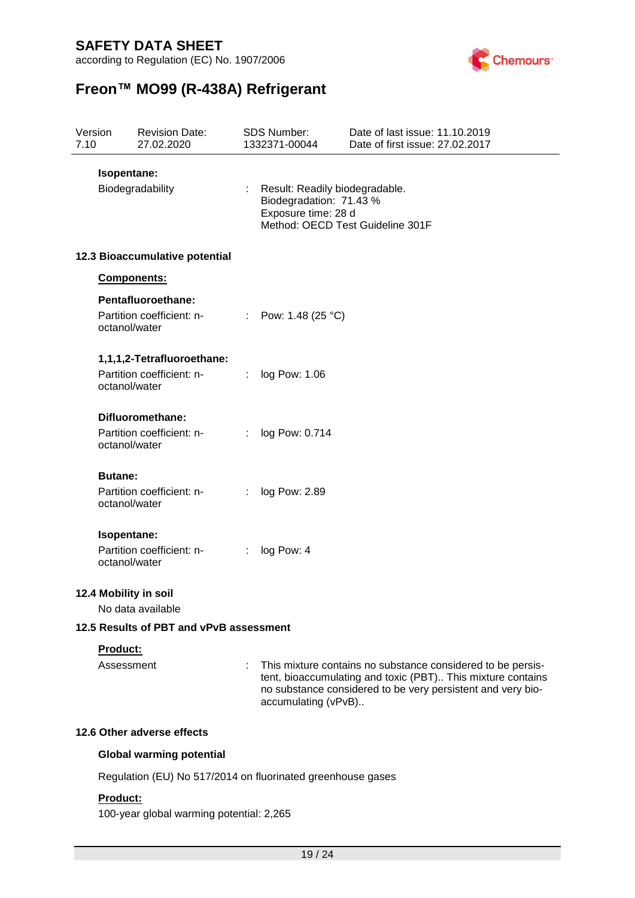**Isopentane:**

Biodegradability : Result: Readily biodegradable.
Biodegradation: 71.43 %
Exposure time: 28 d
Method: OECD Test Guideline 301F

## 12.3 Bioaccumulative potential

**Components:**

**Pentafluoroethane:**

Partition coefficient: n-octanol/water : Pow: 1.48 (25 °C)

**1,1,1,2-Tetrafluoroethane:**

Partition coefficient: n-octanol/water : log Pow: 1.06

**Difluoromethane:**

Partition coefficient: n-octanol/water : log Pow: 0.714

**Butane:**

Partition coefficient: n-octanol/water : log Pow: 2.89

**Isopentane:**

Partition coefficient: n-octanol/water : log Pow: 4

## 12.4 Mobility in soil

No data available

## 12.5 Results of PBT and vPvB assessment

**Product:**

Assessment : This mixture contains no substance considered to be persistent, bioaccumulating and toxic (PBT).. This mixture contains no substance considered to be very persistent and very bioaccumulating (vPvB)..

## 12.6 Other adverse effects

**Global warming potential**

Regulation (EU) No 517/2014 on fluorinated greenhouse gases

**Product:**

100-year global warming potential: 2,265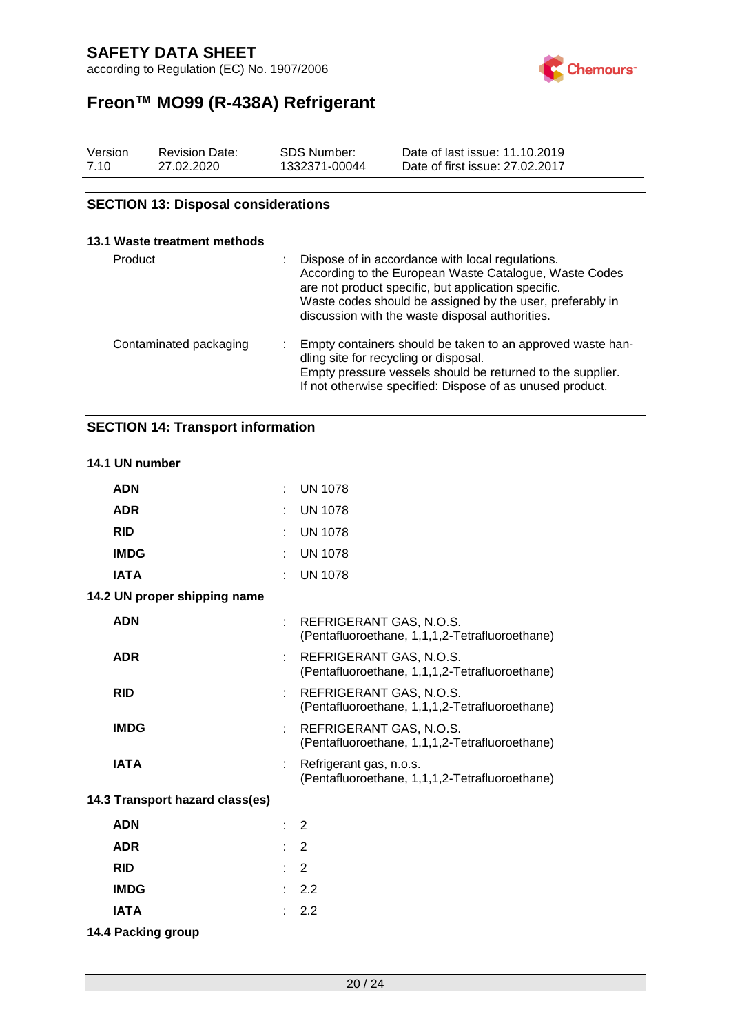## SECTION 13: Disposal considerations

### 13.1 Waste treatment methods

| | |
|---|---|
| Product | : Dispose of in accordance with local regulations. According to the European Waste Catalogue, Waste Codes are not product specific, but application specific. Waste codes should be assigned by the user, preferably in discussion with the waste disposal authorities. |
| Contaminated packaging | : Empty containers should be taken to an approved waste handling site for recycling or disposal. Empty pressure vessels should be returned to the supplier. If not otherwise specified: Dispose of as unused product. |

## SECTION 14: Transport information

### 14.1 UN number

| | |
|---|---|
| **ADN** | : UN 1078 |
| **ADR** | : UN 1078 |
| **RID** | : UN 1078 |
| **IMDG** | : UN 1078 |
| **IATA** | : UN 1078 |

### 14.2 UN proper shipping name

| | |
|---|---|
| **ADN** | : REFRIGERANT GAS, N.O.S. (Pentafluoroethane, 1,1,1,2-Tetrafluoroethane) |
| **ADR** | : REFRIGERANT GAS, N.O.S. (Pentafluoroethane, 1,1,1,2-Tetrafluoroethane) |
| **RID** | : REFRIGERANT GAS, N.O.S. (Pentafluoroethane, 1,1,1,2-Tetrafluoroethane) |
| **IMDG** | : REFRIGERANT GAS, N.O.S. (Pentafluoroethane, 1,1,1,2-Tetrafluoroethane) |
| **IATA** | : Refrigerant gas, n.o.s. (Pentafluoroethane, 1,1,1,2-Tetrafluoroethane) |

### 14.3 Transport hazard class(es)

| | |
|---|---|
| **ADN** | : 2 |
| **ADR** | : 2 |
| **RID** | : 2 |
| **IMDG** | : 2.2 |
| **IATA** | : 2.2 |

### 14.4 Packing group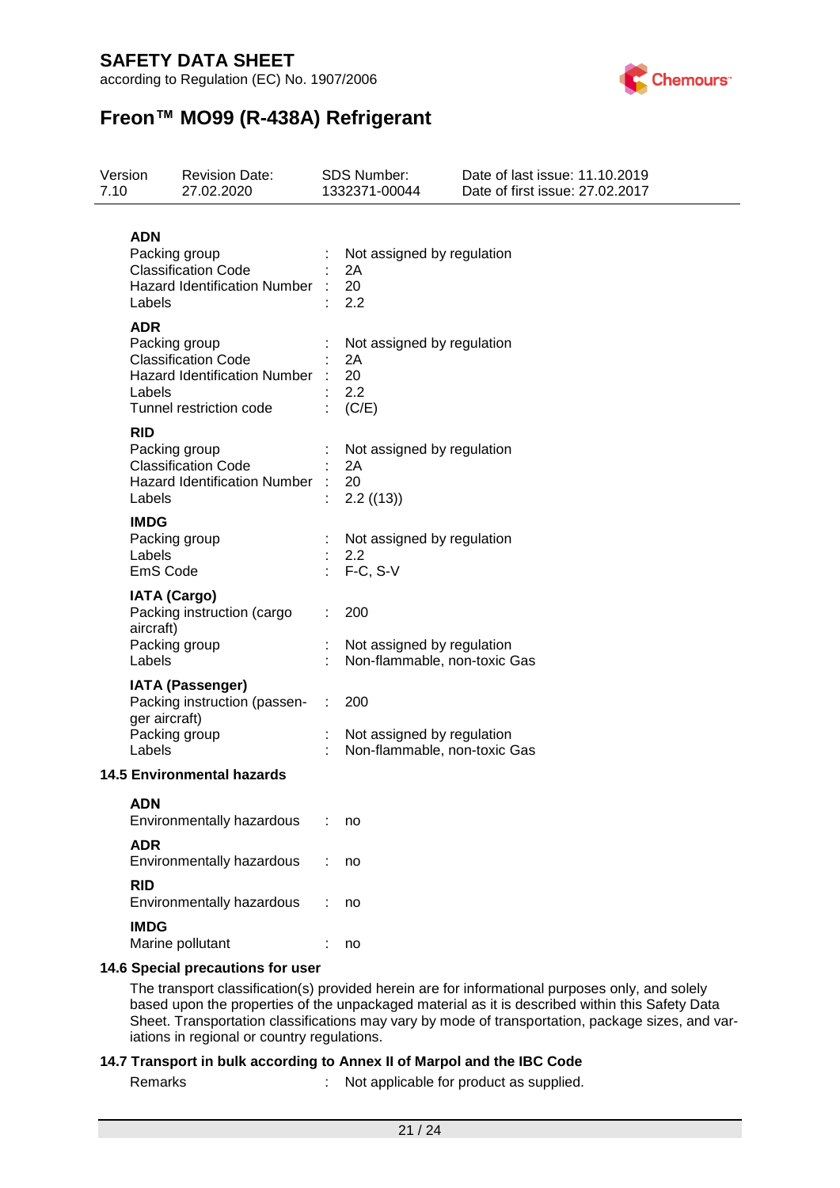**ADN**

Packing group : Not assigned by regulation
Classification Code : 2A
Hazard Identification Number : 20
Labels : 2.2

**ADR**

Packing group : Not assigned by regulation
Classification Code : 2A
Hazard Identification Number : 20
Labels : 2.2
Tunnel restriction code : (C/E)

**RID**

Packing group : Not assigned by regulation
Classification Code : 2A
Hazard Identification Number : 20
Labels : 2.2 ((13))

**IMDG**

Packing group : Not assigned by regulation
Labels : 2.2
EmS Code : F-C, S-V

**IATA (Cargo)**

Packing instruction (cargo aircraft) : 200
Packing group : Not assigned by regulation
Labels : Non-flammable, non-toxic Gas

**IATA (Passenger)**

Packing instruction (passenger aircraft) : 200
Packing group : Not assigned by regulation
Labels : Non-flammable, non-toxic Gas

## 14.5 Environmental hazards

**ADN**

Environmentally hazardous : no

**ADR**

Environmentally hazardous : no

**RID**

Environmentally hazardous : no

**IMDG**

Marine pollutant : no

## 14.6 Special precautions for user

The transport classification(s) provided herein are for informational purposes only, and solely based upon the properties of the unpackaged material as it is described within this Safety Data Sheet. Transportation classifications may vary by mode of transportation, package sizes, and variations in regional or country regulations.

## 14.7 Transport in bulk according to Annex II of Marpol and the IBC Code

Remarks : Not applicable for product as supplied.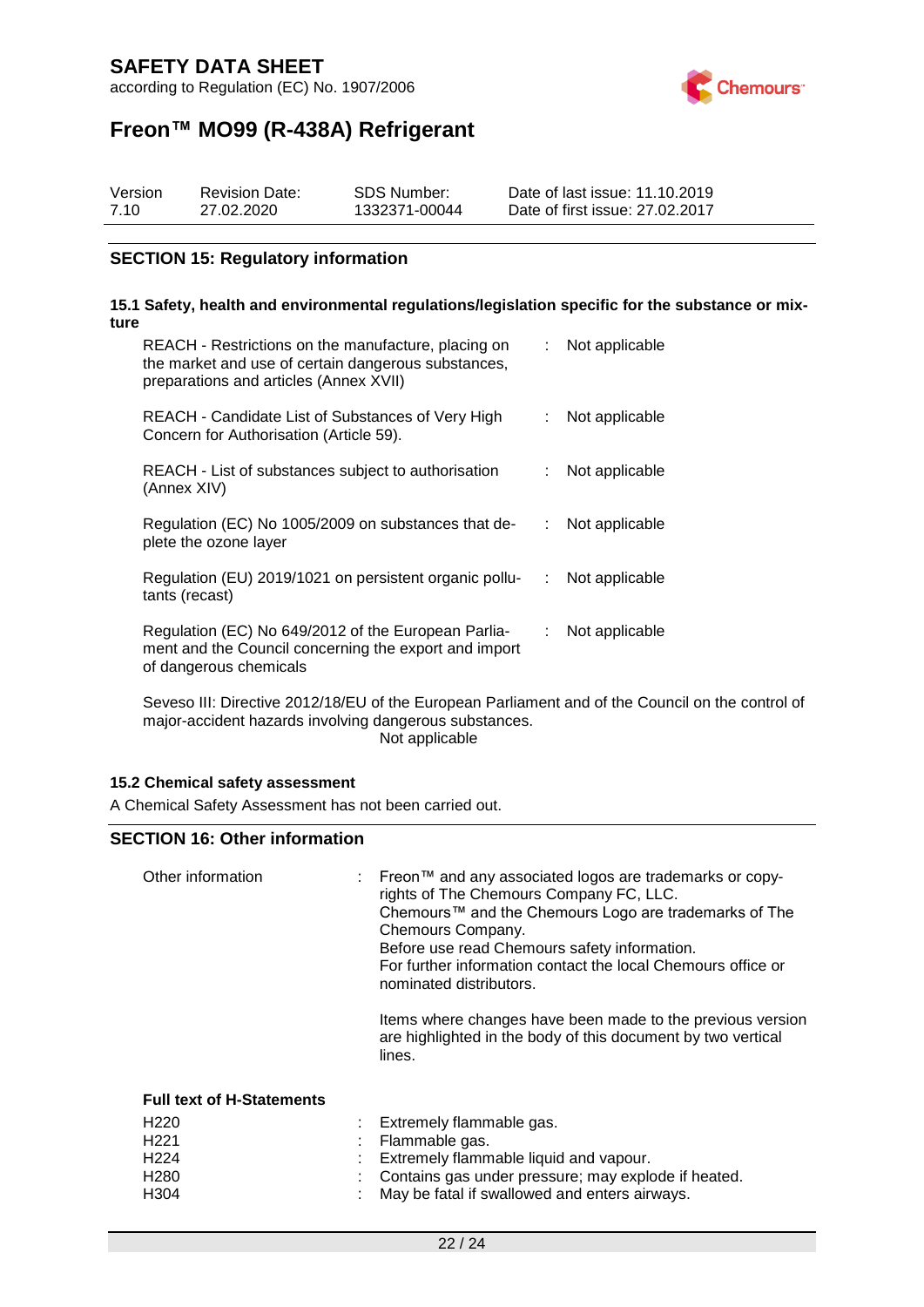## SECTION 15: Regulatory information

### 15.1 Safety, health and environmental regulations/legislation specific for the substance or mixture

| | | |
|---|---|---|
| REACH - Restrictions on the manufacture, placing on the market and use of certain dangerous substances, preparations and articles (Annex XVII) | : | Not applicable |
| REACH - Candidate List of Substances of Very High Concern for Authorisation (Article 59). | : | Not applicable |
| REACH - List of substances subject to authorisation (Annex XIV) | : | Not applicable |
| Regulation (EC) No 1005/2009 on substances that deplete the ozone layer | : | Not applicable |
| Regulation (EU) 2019/1021 on persistent organic pollutants (recast) | : | Not applicable |
| Regulation (EC) No 649/2012 of the European Parliament and the Council concerning the export and import of dangerous chemicals | : | Not applicable |

Seveso III: Directive 2012/18/EU of the European Parliament and of the Council on the control of major-accident hazards involving dangerous substances.
Not applicable

### 15.2 Chemical safety assessment

A Chemical Safety Assessment has not been carried out.

## SECTION 16: Other information

Other information : Freon™ and any associated logos are trademarks or copyrights of The Chemours Company FC, LLC.
Chemours™ and the Chemours Logo are trademarks of The Chemours Company.
Before use read Chemours safety information.
For further information contact the local Chemours office or nominated distributors.

Items where changes have been made to the previous version are highlighted in the body of this document by two vertical lines.

**Full text of H-Statements**

| | | |
|---|---|---|
| H220 | : | Extremely flammable gas. |
| H221 | : | Flammable gas. |
| H224 | : | Extremely flammable liquid and vapour. |
| H280 | : | Contains gas under pressure; may explode if heated. |
| H304 | : | May be fatal if swallowed and enters airways. |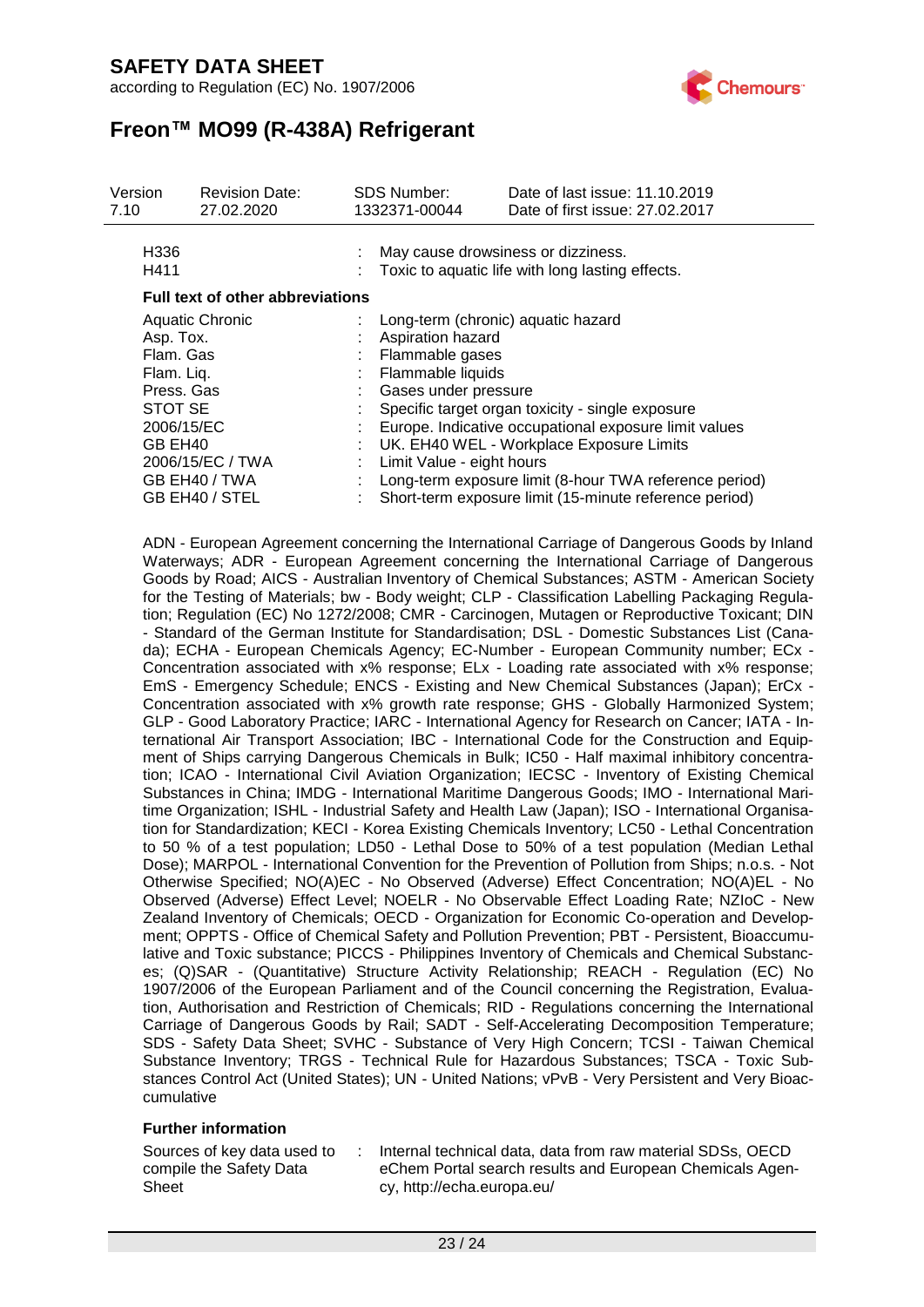| | | |
|---|---|---|
| H336 | : | May cause drowsiness or dizziness. |
| H411 | : | Toxic to aquatic life with long lasting effects. |

**Full text of other abbreviations**

| | | |
|---|---|---|
| Aquatic Chronic | : | Long-term (chronic) aquatic hazard |
| Asp. Tox. | : | Aspiration hazard |
| Flam. Gas | : | Flammable gases |
| Flam. Liq. | : | Flammable liquids |
| Press. Gas | : | Gases under pressure |
| STOT SE | : | Specific target organ toxicity - single exposure |
| 2006/15/EC | : | Europe. Indicative occupational exposure limit values |
| GB EH40 | : | UK. EH40 WEL - Workplace Exposure Limits |
| 2006/15/EC / TWA | : | Limit Value - eight hours |
| GB EH40 / TWA | : | Long-term exposure limit (8-hour TWA reference period) |
| GB EH40 / STEL | : | Short-term exposure limit (15-minute reference period) |

ADN - European Agreement concerning the International Carriage of Dangerous Goods by Inland Waterways; ADR - European Agreement concerning the International Carriage of Dangerous Goods by Road; AICS - Australian Inventory of Chemical Substances; ASTM - American Society for the Testing of Materials; bw - Body weight; CLP - Classification Labelling Packaging Regulation; Regulation (EC) No 1272/2008; CMR - Carcinogen, Mutagen or Reproductive Toxicant; DIN - Standard of the German Institute for Standardisation; DSL - Domestic Substances List (Canada); ECHA - European Chemicals Agency; EC-Number - European Community number; ECx - Concentration associated with x% response; ELx - Loading rate associated with x% response; EmS - Emergency Schedule; ENCS - Existing and New Chemical Substances (Japan); ErCx - Concentration associated with x% growth rate response; GHS - Globally Harmonized System; GLP - Good Laboratory Practice; IARC - International Agency for Research on Cancer; IATA - International Air Transport Association; IBC - International Code for the Construction and Equipment of Ships carrying Dangerous Chemicals in Bulk; IC50 - Half maximal inhibitory concentration; ICAO - International Civil Aviation Organization; IECSC - Inventory of Existing Chemical Substances in China; IMDG - International Maritime Dangerous Goods; IMO - International Maritime Organization; ISHL - Industrial Safety and Health Law (Japan); ISO - International Organisation for Standardization; KECI - Korea Existing Chemicals Inventory; LC50 - Lethal Concentration to 50 % of a test population; LD50 - Lethal Dose to 50% of a test population (Median Lethal Dose); MARPOL - International Convention for the Prevention of Pollution from Ships; n.o.s. - Not Otherwise Specified; NO(A)EC - No Observed (Adverse) Effect Concentration; NO(A)EL - No Observed (Adverse) Effect Level; NOELR - No Observable Effect Loading Rate; NZIoC - New Zealand Inventory of Chemicals; OECD - Organization for Economic Co-operation and Development; OPPTS - Office of Chemical Safety and Pollution Prevention; PBT - Persistent, Bioaccumulative and Toxic substance; PICCS - Philippines Inventory of Chemicals and Chemical Substances; (Q)SAR - (Quantitative) Structure Activity Relationship; REACH - Regulation (EC) No 1907/2006 of the European Parliament and of the Council concerning the Registration, Evaluation, Authorisation and Restriction of Chemicals; RID - Regulations concerning the International Carriage of Dangerous Goods by Rail; SADT - Self-Accelerating Decomposition Temperature; SDS - Safety Data Sheet; SVHC - Substance of Very High Concern; TCSI - Taiwan Chemical Substance Inventory; TRGS - Technical Rule for Hazardous Substances; TSCA - Toxic Substances Control Act (United States); UN - United Nations; vPvB - Very Persistent and Very Bioaccumulative

**Further information**

| | | |
|---|---|---|
| Sources of key data used to compile the Safety Data Sheet | : | Internal technical data, data from raw material SDSs, OECD eChem Portal search results and European Chemicals Agency, http://echa.europa.eu/ |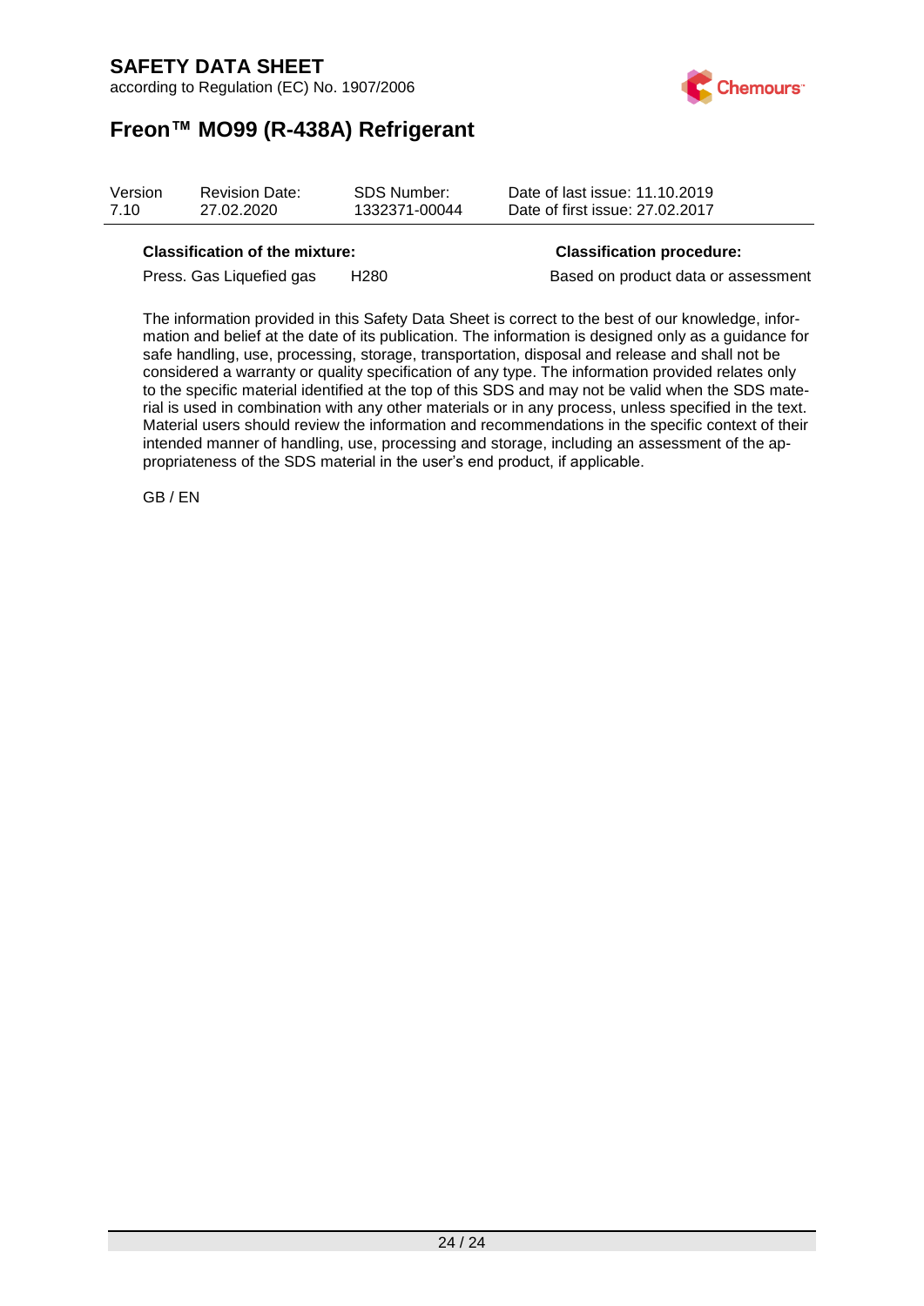**Classification of the mixture:** | **Classification procedure:**

| | | |
|---|---|---|
| Press. Gas Liquefied gas | H280 | Based on product data or assessment |

The information provided in this Safety Data Sheet is correct to the best of our knowledge, information and belief at the date of its publication. The information is designed only as a guidance for safe handling, use, processing, storage, transportation, disposal and release and shall not be considered a warranty or quality specification of any type. The information provided relates only to the specific material identified at the top of this SDS and may not be valid when the SDS material is used in combination with any other materials or in any process, unless specified in the text. Material users should review the information and recommendations in the specific context of their intended manner of handling, use, processing and storage, including an assessment of the appropriateness of the SDS material in the user's end product, if applicable.

GB / EN